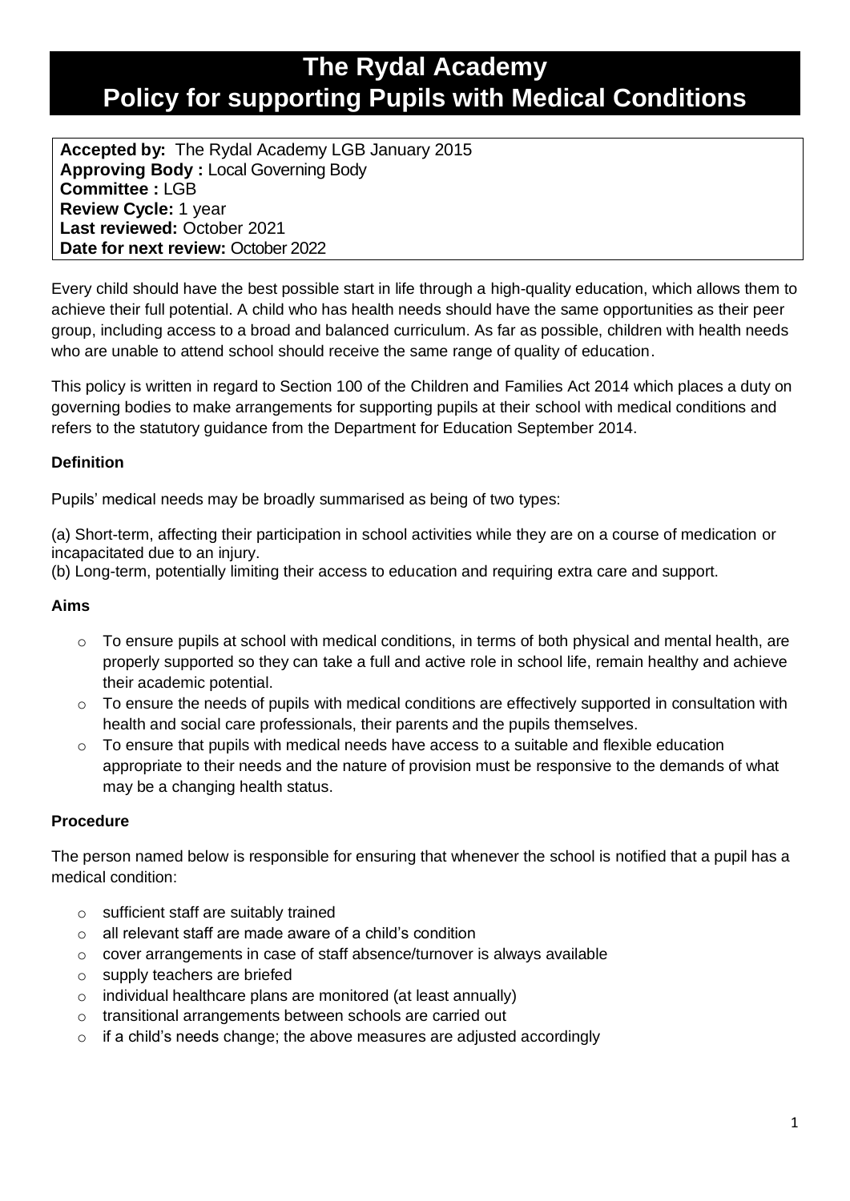# The Rydal Academy
# Policy for supporting Pupils with Medical Conditions

**Accepted by:** The Rydal Academy LGB January 2015
**Approving Body :** Local Governing Body
**Committee :** LGB
**Review Cycle:** 1 year
**Last reviewed:** October 2021
**Date for next review:** October 2022

Every child should have the best possible start in life through a high-quality education, which allows them to achieve their full potential. A child who has health needs should have the same opportunities as their peer group, including access to a broad and balanced curriculum. As far as possible, children with health needs who are unable to attend school should receive the same range of quality of education.

This policy is written in regard to Section 100 of the Children and Families Act 2014 which places a duty on governing bodies to make arrangements for supporting pupils at their school with medical conditions and refers to the statutory guidance from the Department for Education September 2014.

### Definition

Pupils' medical needs may be broadly summarised as being of two types:

(a) Short-term, affecting their participation in school activities while they are on a course of medication or incapacitated due to an injury.
(b) Long-term, potentially limiting their access to education and requiring extra care and support.

### Aims

- To ensure pupils at school with medical conditions, in terms of both physical and mental health, are properly supported so they can take a full and active role in school life, remain healthy and achieve their academic potential.
- To ensure the needs of pupils with medical conditions are effectively supported in consultation with health and social care professionals, their parents and the pupils themselves.
- To ensure that pupils with medical needs have access to a suitable and flexible education appropriate to their needs and the nature of provision must be responsive to the demands of what may be a changing health status.

### Procedure

The person named below is responsible for ensuring that whenever the school is notified that a pupil has a medical condition:

- sufficient staff are suitably trained
- all relevant staff are made aware of a child's condition
- cover arrangements in case of staff absence/turnover is always available
- supply teachers are briefed
- individual healthcare plans are monitored (at least annually)
- transitional arrangements between schools are carried out
- if a child's needs change; the above measures are adjusted accordingly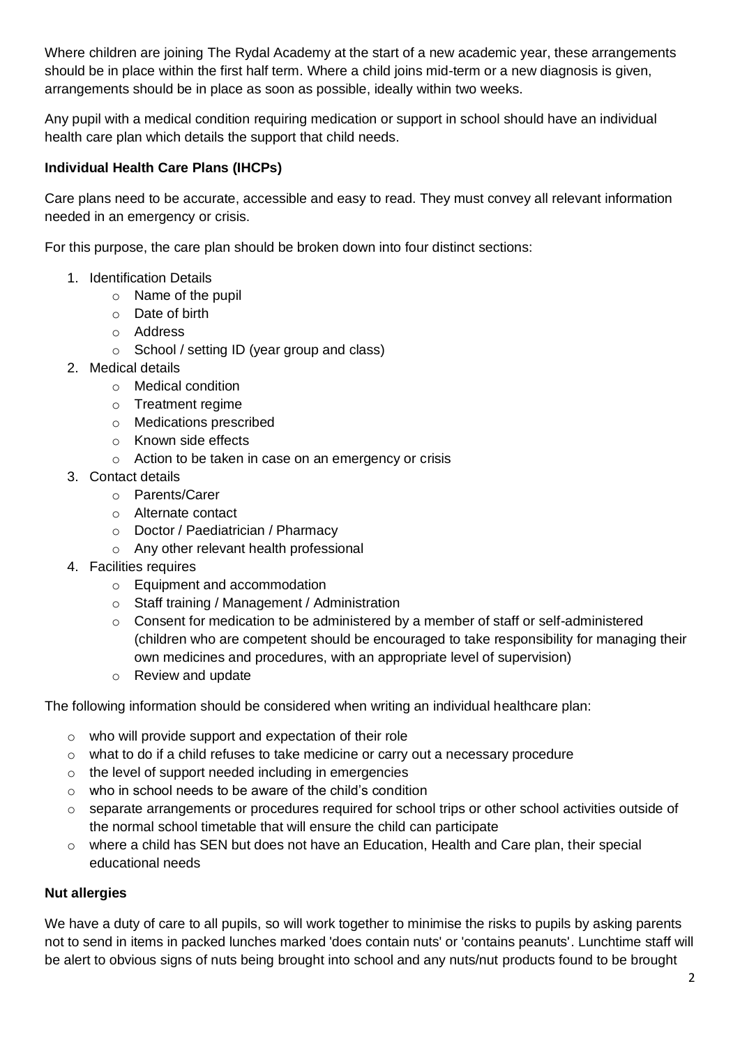Where children are joining The Rydal Academy at the start of a new academic year, these arrangements should be in place within the first half term. Where a child joins mid-term or a new diagnosis is given, arrangements should be in place as soon as possible, ideally within two weeks.

Any pupil with a medical condition requiring medication or support in school should have an individual health care plan which details the support that child needs.

**Individual Health Care Plans (IHCPs)**

Care plans need to be accurate, accessible and easy to read. They must convey all relevant information needed in an emergency or crisis.

For this purpose, the care plan should be broken down into four distinct sections:

1. Identification Details
   - Name of the pupil
   - Date of birth
   - Address
   - School / setting ID (year group and class)
2. Medical details
   - Medical condition
   - Treatment regime
   - Medications prescribed
   - Known side effects
   - Action to be taken in case on an emergency or crisis
3. Contact details
   - Parents/Carer
   - Alternate contact
   - Doctor / Paediatrician / Pharmacy
   - Any other relevant health professional
4. Facilities requires
   - Equipment and accommodation
   - Staff training / Management / Administration
   - Consent for medication to be administered by a member of staff or self-administered (children who are competent should be encouraged to take responsibility for managing their own medicines and procedures, with an appropriate level of supervision)
   - Review and update

The following information should be considered when writing an individual healthcare plan:

- who will provide support and expectation of their role
- what to do if a child refuses to take medicine or carry out a necessary procedure
- the level of support needed including in emergencies
- who in school needs to be aware of the child's condition
- separate arrangements or procedures required for school trips or other school activities outside of the normal school timetable that will ensure the child can participate
- where a child has SEN but does not have an Education, Health and Care plan, their special educational needs

**Nut allergies**

We have a duty of care to all pupils, so will work together to minimise the risks to pupils by asking parents not to send in items in packed lunches marked 'does contain nuts' or 'contains peanuts'. Lunchtime staff will be alert to obvious signs of nuts being brought into school and any nuts/nut products found to be brought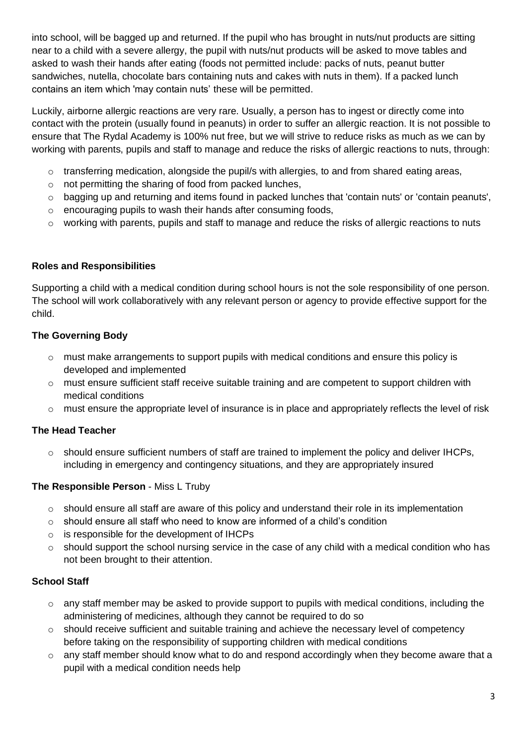into school, will be bagged up and returned. If the pupil who has brought in nuts/nut products are sitting near to a child with a severe allergy, the pupil with nuts/nut products will be asked to move tables and asked to wash their hands after eating (foods not permitted include: packs of nuts, peanut butter sandwiches, nutella, chocolate bars containing nuts and cakes with nuts in them). If a packed lunch contains an item which 'may contain nuts' these will be permitted.

Luckily, airborne allergic reactions are very rare. Usually, a person has to ingest or directly come into contact with the protein (usually found in peanuts) in order to suffer an allergic reaction. It is not possible to ensure that The Rydal Academy is 100% nut free, but we will strive to reduce risks as much as we can by working with parents, pupils and staff to manage and reduce the risks of allergic reactions to nuts, through:

- transferring medication, alongside the pupil/s with allergies, to and from shared eating areas,
- not permitting the sharing of food from packed lunches,
- bagging up and returning and items found in packed lunches that 'contain nuts' or 'contain peanuts',
- encouraging pupils to wash their hands after consuming foods,
- working with parents, pupils and staff to manage and reduce the risks of allergic reactions to nuts

**Roles and Responsibilities**

Supporting a child with a medical condition during school hours is not the sole responsibility of one person. The school will work collaboratively with any relevant person or agency to provide effective support for the child.

**The Governing Body**

- must make arrangements to support pupils with medical conditions and ensure this policy is developed and implemented
- must ensure sufficient staff receive suitable training and are competent to support children with medical conditions
- must ensure the appropriate level of insurance is in place and appropriately reflects the level of risk

**The Head Teacher**

- should ensure sufficient numbers of staff are trained to implement the policy and deliver IHCPs, including in emergency and contingency situations, and they are appropriately insured

**The Responsible Person** - Miss L Truby

- should ensure all staff are aware of this policy and understand their role in its implementation
- should ensure all staff who need to know are informed of a child's condition
- is responsible for the development of IHCPs
- should support the school nursing service in the case of any child with a medical condition who has not been brought to their attention.

**School Staff**

- any staff member may be asked to provide support to pupils with medical conditions, including the administering of medicines, although they cannot be required to do so
- should receive sufficient and suitable training and achieve the necessary level of competency before taking on the responsibility of supporting children with medical conditions
- any staff member should know what to do and respond accordingly when they become aware that a pupil with a medical condition needs help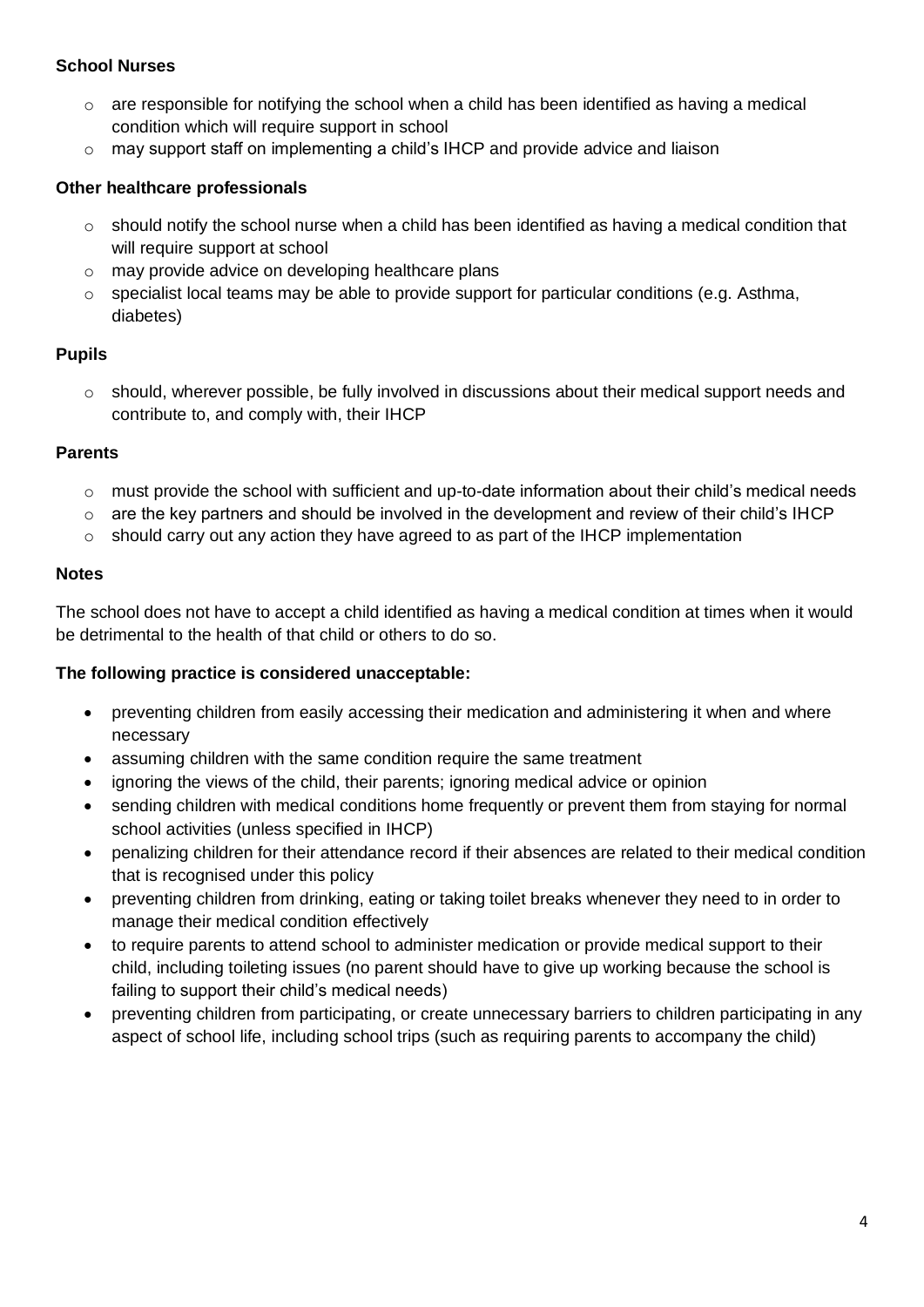**School Nurses**

- are responsible for notifying the school when a child has been identified as having a medical condition which will require support in school
- may support staff on implementing a child's IHCP and provide advice and liaison

**Other healthcare professionals**

- should notify the school nurse when a child has been identified as having a medical condition that will require support at school
- may provide advice on developing healthcare plans
- specialist local teams may be able to provide support for particular conditions (e.g. Asthma, diabetes)

**Pupils**

- should, wherever possible, be fully involved in discussions about their medical support needs and contribute to, and comply with, their IHCP

**Parents**

- must provide the school with sufficient and up-to-date information about their child's medical needs
- are the key partners and should be involved in the development and review of their child's IHCP
- should carry out any action they have agreed to as part of the IHCP implementation

**Notes**

The school does not have to accept a child identified as having a medical condition at times when it would be detrimental to the health of that child or others to do so.

**The following practice is considered unacceptable:**

- preventing children from easily accessing their medication and administering it when and where necessary
- assuming children with the same condition require the same treatment
- ignoring the views of the child, their parents; ignoring medical advice or opinion
- sending children with medical conditions home frequently or prevent them from staying for normal school activities (unless specified in IHCP)
- penalizing children for their attendance record if their absences are related to their medical condition that is recognised under this policy
- preventing children from drinking, eating or taking toilet breaks whenever they need to in order to manage their medical condition effectively
- to require parents to attend school to administer medication or provide medical support to their child, including toileting issues (no parent should have to give up working because the school is failing to support their child's medical needs)
- preventing children from participating, or create unnecessary barriers to children participating in any aspect of school life, including school trips (such as requiring parents to accompany the child)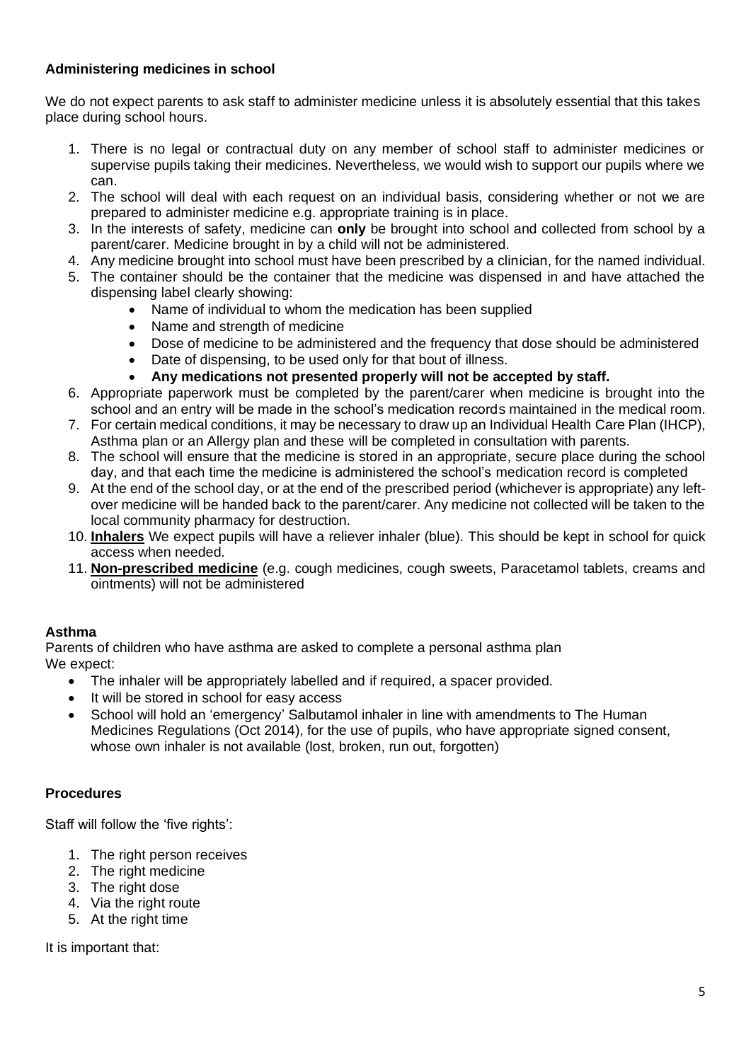**Administering medicines in school**

We do not expect parents to ask staff to administer medicine unless it is absolutely essential that this takes place during school hours.

1. There is no legal or contractual duty on any member of school staff to administer medicines or supervise pupils taking their medicines. Nevertheless, we would wish to support our pupils where we can.
2. The school will deal with each request on an individual basis, considering whether or not we are prepared to administer medicine e.g. appropriate training is in place.
3. In the interests of safety, medicine can **only** be brought into school and collected from school by a parent/carer. Medicine brought in by a child will not be administered.
4. Any medicine brought into school must have been prescribed by a clinician, for the named individual.
5. The container should be the container that the medicine was dispensed in and have attached the dispensing label clearly showing:
   - Name of individual to whom the medication has been supplied
   - Name and strength of medicine
   - Dose of medicine to be administered and the frequency that dose should be administered
   - Date of dispensing, to be used only for that bout of illness.
   - **Any medications not presented properly will not be accepted by staff.**
6. Appropriate paperwork must be completed by the parent/carer when medicine is brought into the school and an entry will be made in the school's medication records maintained in the medical room.
7. For certain medical conditions, it may be necessary to draw up an Individual Health Care Plan (IHCP), Asthma plan or an Allergy plan and these will be completed in consultation with parents.
8. The school will ensure that the medicine is stored in an appropriate, secure place during the school day, and that each time the medicine is administered the school's medication record is completed
9. At the end of the school day, or at the end of the prescribed period (whichever is appropriate) any left-over medicine will be handed back to the parent/carer. Any medicine not collected will be taken to the local community pharmacy for destruction.
10. **Inhalers** We expect pupils will have a reliever inhaler (blue). This should be kept in school for quick access when needed.
11. **Non-prescribed medicine** (e.g. cough medicines, cough sweets, Paracetamol tablets, creams and ointments) will not be administered

**Asthma**

Parents of children who have asthma are asked to complete a personal asthma plan
We expect:

- The inhaler will be appropriately labelled and if required, a spacer provided.
- It will be stored in school for easy access
- School will hold an 'emergency' Salbutamol inhaler in line with amendments to The Human Medicines Regulations (Oct 2014), for the use of pupils, who have appropriate signed consent, whose own inhaler is not available (lost, broken, run out, forgotten)

**Procedures**

Staff will follow the 'five rights':

1. The right person receives
2. The right medicine
3. The right dose
4. Via the right route
5. At the right time

It is important that: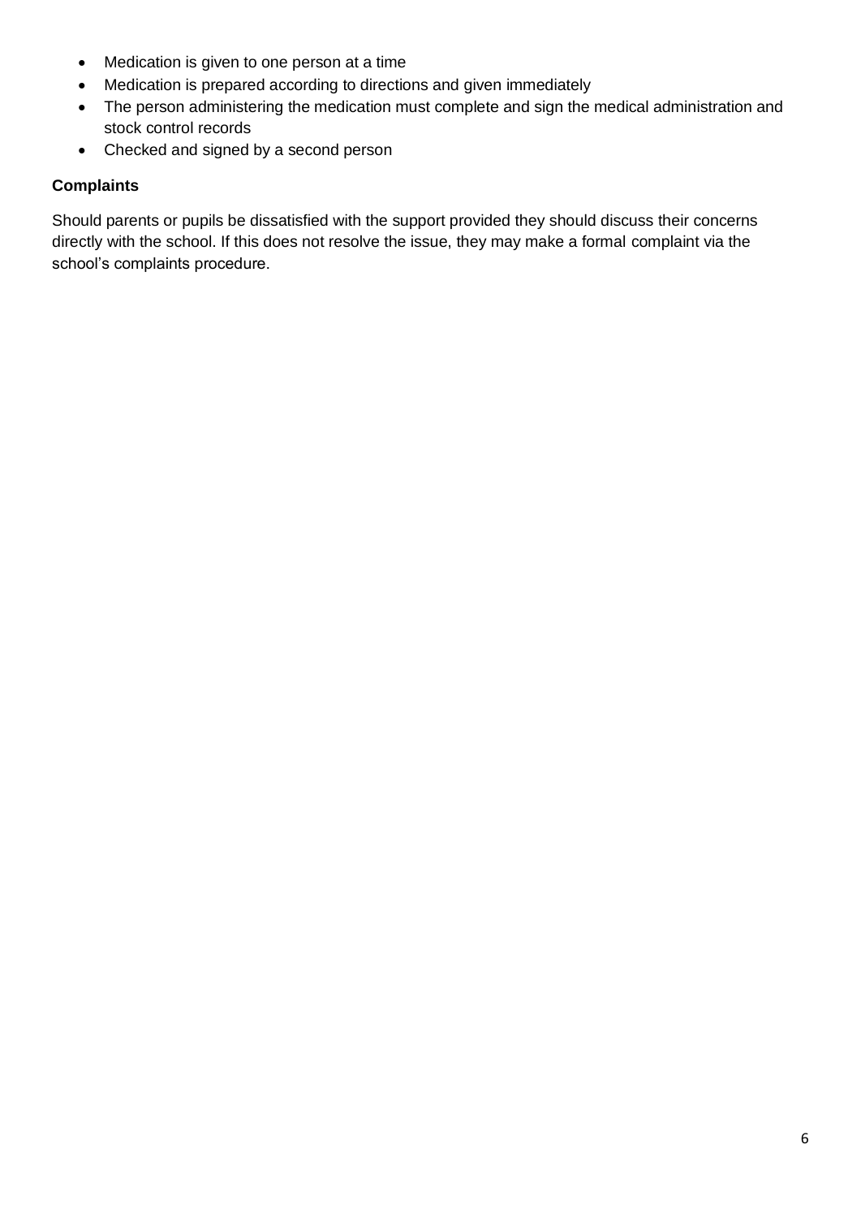- Medication is given to one person at a time
- Medication is prepared according to directions and given immediately
- The person administering the medication must complete and sign the medical administration and stock control records
- Checked and signed by a second person

**Complaints**

Should parents or pupils be dissatisfied with the support provided they should discuss their concerns directly with the school. If this does not resolve the issue, they may make a formal complaint via the school's complaints procedure.